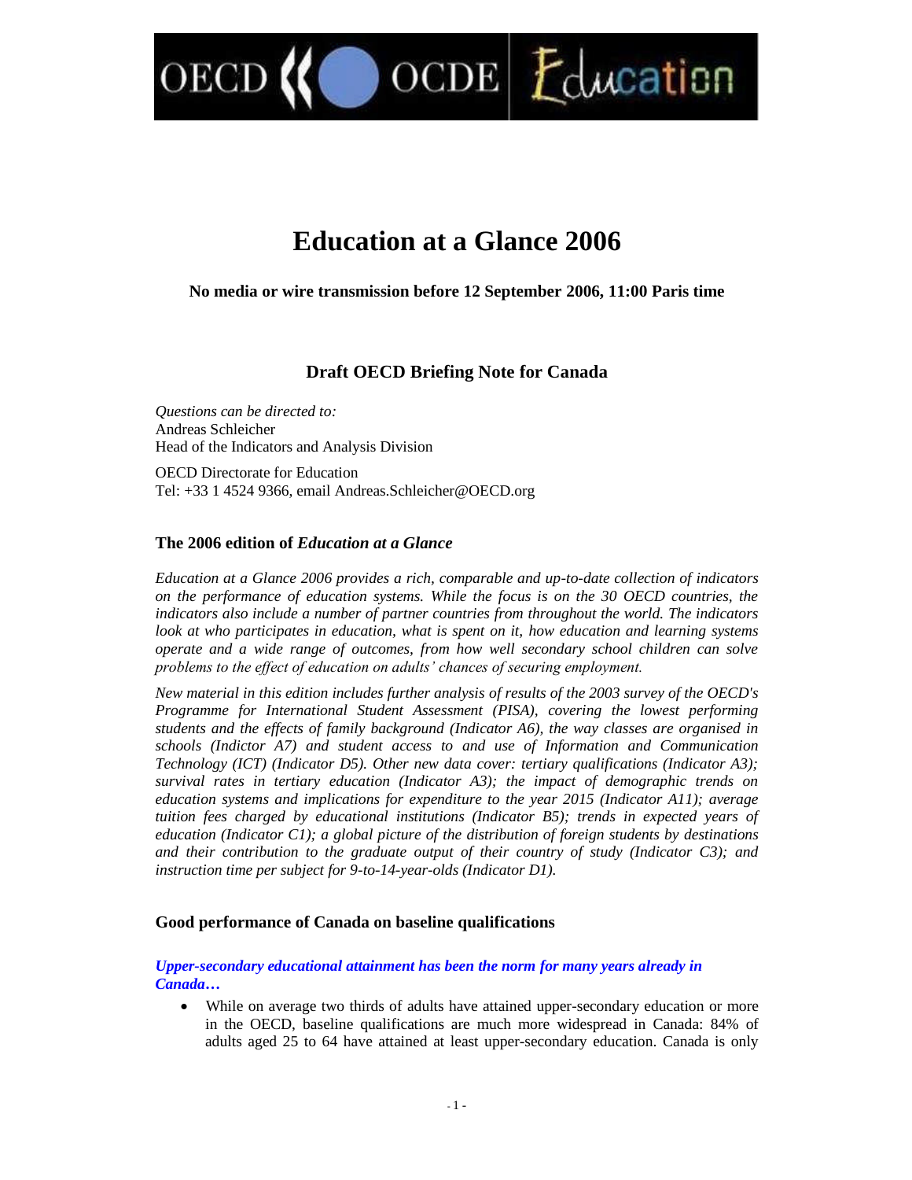# Education at a Glance 2006

**No media or wire transmission before 12 September 2006, 11:00 Paris time**

## Draft OECD Briefing Note for Canada

*Questions can be directed to:*
Andreas Schleicher
Head of the Indicators and Analysis Division

OECD Directorate for Education
Tel: +33 1 4524 9366, email Andreas.Schleicher@OECD.org

### The 2006 edition of *Education at a Glance*

*Education at a Glance 2006 provides a rich, comparable and up-to-date collection of indicators on the performance of education systems. While the focus is on the 30 OECD countries, the indicators also include a number of partner countries from throughout the world. The indicators look at who participates in education, what is spent on it, how education and learning systems operate and a wide range of outcomes, from how well secondary school children can solve problems to the effect of education on adults' chances of securing employment.*

*New material in this edition includes further analysis of results of the 2003 survey of the OECD's Programme for International Student Assessment (PISA), covering the lowest performing students and the effects of family background (Indicator A6), the way classes are organised in schools (Indictor A7) and student access to and use of Information and Communication Technology (ICT) (Indicator D5). Other new data cover: tertiary qualifications (Indicator A3); survival rates in tertiary education (Indicator A3); the impact of demographic trends on education systems and implications for expenditure to the year 2015 (Indicator A11); average tuition fees charged by educational institutions (Indicator B5); trends in expected years of education (Indicator C1); a global picture of the distribution of foreign students by destinations and their contribution to the graduate output of their country of study (Indicator C3); and instruction time per subject for 9-to-14-year-olds (Indicator D1).*

### Good performance of Canada on baseline qualifications

***Upper-secondary educational attainment has been the norm for many years already in Canada…***

- While on average two thirds of adults have attained upper-secondary education or more in the OECD, baseline qualifications are much more widespread in Canada: 84% of adults aged 25 to 64 have attained at least upper-secondary education. Canada is only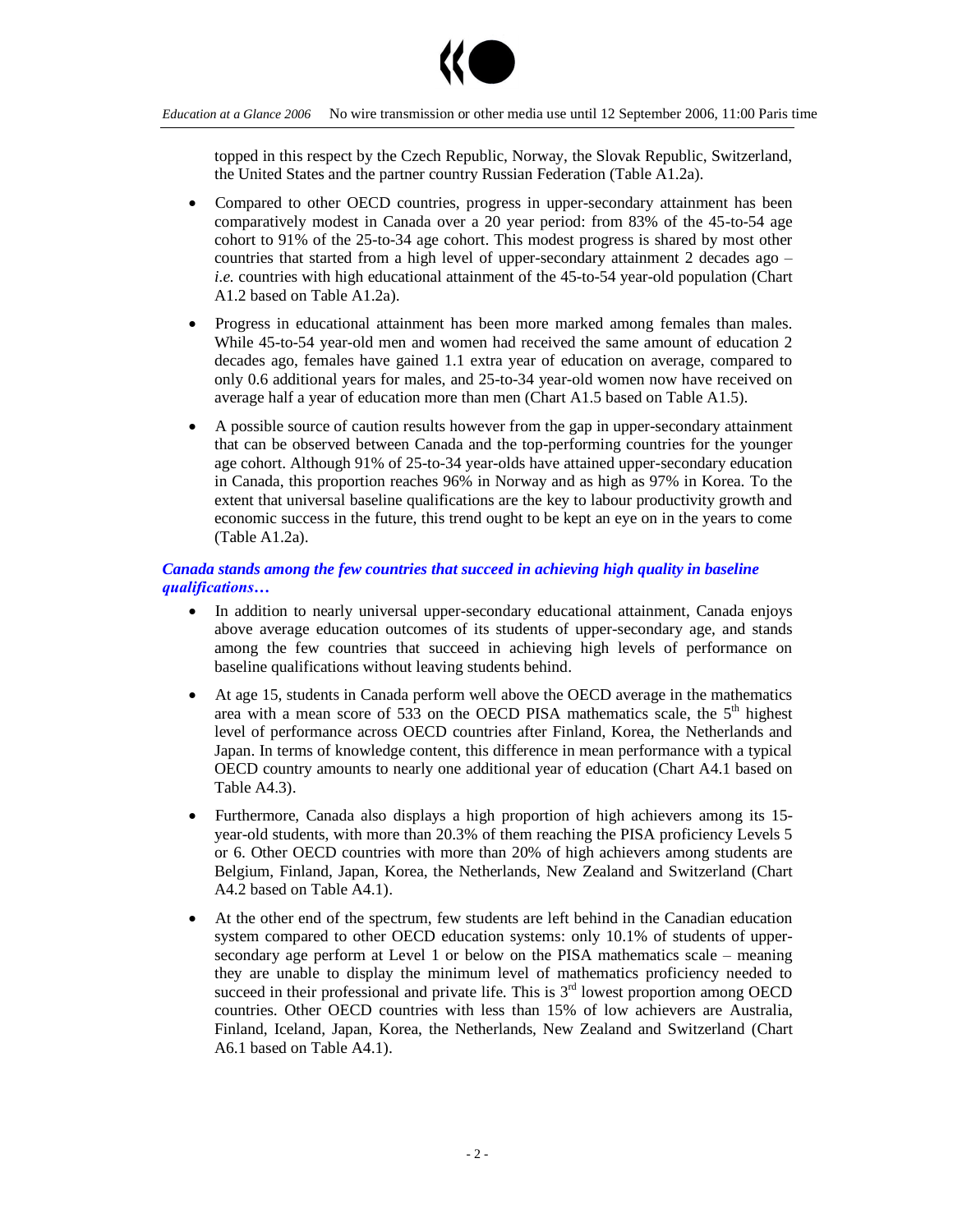topped in this respect by the Czech Republic, Norway, the Slovak Republic, Switzerland, the United States and the partner country Russian Federation (Table A1.2a).

- Compared to other OECD countries, progress in upper-secondary attainment has been comparatively modest in Canada over a 20 year period: from 83% of the 45-to-54 age cohort to 91% of the 25-to-34 age cohort. This modest progress is shared by most other countries that started from a high level of upper-secondary attainment 2 decades ago – *i.e.* countries with high educational attainment of the 45-to-54 year-old population (Chart A1.2 based on Table A1.2a).
- Progress in educational attainment has been more marked among females than males. While 45-to-54 year-old men and women had received the same amount of education 2 decades ago, females have gained 1.1 extra year of education on average, compared to only 0.6 additional years for males, and 25-to-34 year-old women now have received on average half a year of education more than men (Chart A1.5 based on Table A1.5).
- A possible source of caution results however from the gap in upper-secondary attainment that can be observed between Canada and the top-performing countries for the younger age cohort. Although 91% of 25-to-34 year-olds have attained upper-secondary education in Canada, this proportion reaches 96% in Norway and as high as 97% in Korea. To the extent that universal baseline qualifications are the key to labour productivity growth and economic success in the future, this trend ought to be kept an eye on in the years to come (Table A1.2a).

***Canada stands among the few countries that succeed in achieving high quality in baseline qualifications…***

- In addition to nearly universal upper-secondary educational attainment, Canada enjoys above average education outcomes of its students of upper-secondary age, and stands among the few countries that succeed in achieving high levels of performance on baseline qualifications without leaving students behind.
- At age 15, students in Canada perform well above the OECD average in the mathematics area with a mean score of 533 on the OECD PISA mathematics scale, the 5th highest level of performance across OECD countries after Finland, Korea, the Netherlands and Japan. In terms of knowledge content, this difference in mean performance with a typical OECD country amounts to nearly one additional year of education (Chart A4.1 based on Table A4.3).
- Furthermore, Canada also displays a high proportion of high achievers among its 15-year-old students, with more than 20.3% of them reaching the PISA proficiency Levels 5 or 6. Other OECD countries with more than 20% of high achievers among students are Belgium, Finland, Japan, Korea, the Netherlands, New Zealand and Switzerland (Chart A4.2 based on Table A4.1).
- At the other end of the spectrum, few students are left behind in the Canadian education system compared to other OECD education systems: only 10.1% of students of upper-secondary age perform at Level 1 or below on the PISA mathematics scale – meaning they are unable to display the minimum level of mathematics proficiency needed to succeed in their professional and private life. This is 3rd lowest proportion among OECD countries. Other OECD countries with less than 15% of low achievers are Australia, Finland, Iceland, Japan, Korea, the Netherlands, New Zealand and Switzerland (Chart A6.1 based on Table A4.1).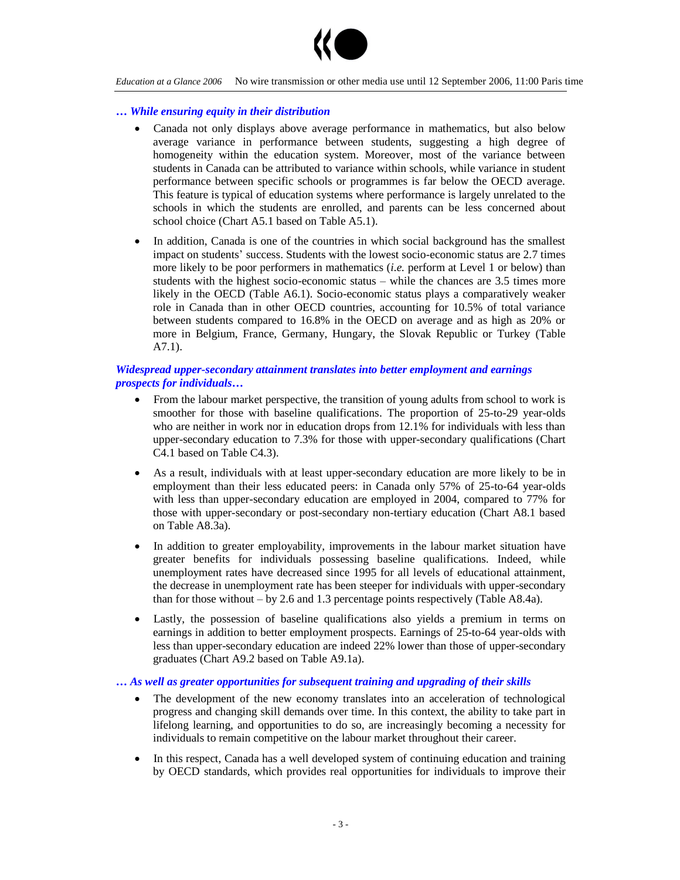### *… While ensuring equity in their distribution*

- Canada not only displays above average performance in mathematics, but also below average variance in performance between students, suggesting a high degree of homogeneity within the education system. Moreover, most of the variance between students in Canada can be attributed to variance within schools, while variance in student performance between specific schools or programmes is far below the OECD average. This feature is typical of education systems where performance is largely unrelated to the schools in which the students are enrolled, and parents can be less concerned about school choice (Chart A5.1 based on Table A5.1).

- In addition, Canada is one of the countries in which social background has the smallest impact on students' success. Students with the lowest socio-economic status are 2.7 times more likely to be poor performers in mathematics (*i.e.* perform at Level 1 or below) than students with the highest socio-economic status – while the chances are 3.5 times more likely in the OECD (Table A6.1). Socio-economic status plays a comparatively weaker role in Canada than in other OECD countries, accounting for 10.5% of total variance between students compared to 16.8% in the OECD on average and as high as 20% or more in Belgium, France, Germany, Hungary, the Slovak Republic or Turkey (Table A7.1).

### *Widespread upper-secondary attainment translates into better employment and earnings prospects for individuals…*

- From the labour market perspective, the transition of young adults from school to work is smoother for those with baseline qualifications. The proportion of 25-to-29 year-olds who are neither in work nor in education drops from 12.1% for individuals with less than upper-secondary education to 7.3% for those with upper-secondary qualifications (Chart C4.1 based on Table C4.3).

- As a result, individuals with at least upper-secondary education are more likely to be in employment than their less educated peers: in Canada only 57% of 25-to-64 year-olds with less than upper-secondary education are employed in 2004, compared to 77% for those with upper-secondary or post-secondary non-tertiary education (Chart A8.1 based on Table A8.3a).

- In addition to greater employability, improvements in the labour market situation have greater benefits for individuals possessing baseline qualifications. Indeed, while unemployment rates have decreased since 1995 for all levels of educational attainment, the decrease in unemployment rate has been steeper for individuals with upper-secondary than for those without – by 2.6 and 1.3 percentage points respectively (Table A8.4a).

- Lastly, the possession of baseline qualifications also yields a premium in terms on earnings in addition to better employment prospects. Earnings of 25-to-64 year-olds with less than upper-secondary education are indeed 22% lower than those of upper-secondary graduates (Chart A9.2 based on Table A9.1a).

### *… As well as greater opportunities for subsequent training and upgrading of their skills*

- The development of the new economy translates into an acceleration of technological progress and changing skill demands over time. In this context, the ability to take part in lifelong learning, and opportunities to do so, are increasingly becoming a necessity for individuals to remain competitive on the labour market throughout their career.

- In this respect, Canada has a well developed system of continuing education and training by OECD standards, which provides real opportunities for individuals to improve their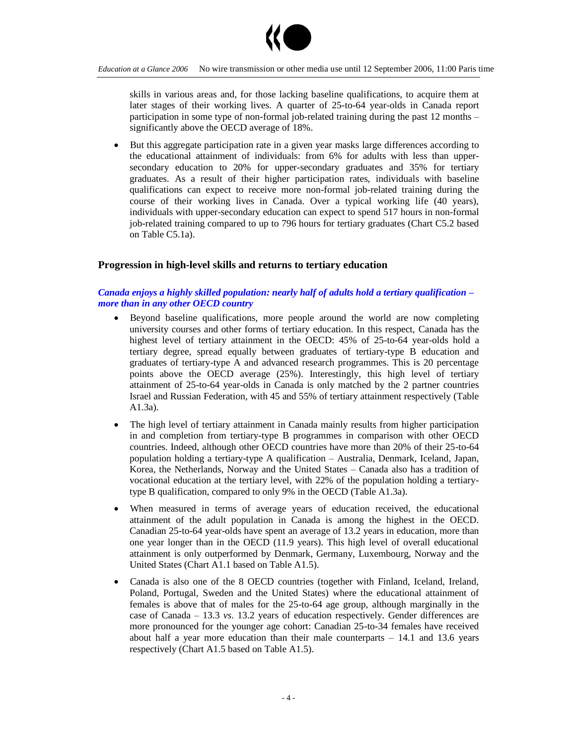skills in various areas and, for those lacking baseline qualifications, to acquire them at later stages of their working lives. A quarter of 25-to-64 year-olds in Canada report participation in some type of non-formal job-related training during the past 12 months – significantly above the OECD average of 18%.

- But this aggregate participation rate in a given year masks large differences according to the educational attainment of individuals: from 6% for adults with less than upper-secondary education to 20% for upper-secondary graduates and 35% for tertiary graduates. As a result of their higher participation rates, individuals with baseline qualifications can expect to receive more non-formal job-related training during the course of their working lives in Canada. Over a typical working life (40 years), individuals with upper-secondary education can expect to spend 517 hours in non-formal job-related training compared to up to 796 hours for tertiary graduates (Chart C5.2 based on Table C5.1a).

### Progression in high-level skills and returns to tertiary education

***Canada enjoys a highly skilled population: nearly half of adults hold a tertiary qualification – more than in any other OECD country***

- Beyond baseline qualifications, more people around the world are now completing university courses and other forms of tertiary education. In this respect, Canada has the highest level of tertiary attainment in the OECD: 45% of 25-to-64 year-olds hold a tertiary degree, spread equally between graduates of tertiary-type B education and graduates of tertiary-type A and advanced research programmes. This is 20 percentage points above the OECD average (25%). Interestingly, this high level of tertiary attainment of 25-to-64 year-olds in Canada is only matched by the 2 partner countries Israel and Russian Federation, with 45 and 55% of tertiary attainment respectively (Table A1.3a).

- The high level of tertiary attainment in Canada mainly results from higher participation in and completion from tertiary-type B programmes in comparison with other OECD countries. Indeed, although other OECD countries have more than 20% of their 25-to-64 population holding a tertiary-type A qualification – Australia, Denmark, Iceland, Japan, Korea, the Netherlands, Norway and the United States – Canada also has a tradition of vocational education at the tertiary level, with 22% of the population holding a tertiary-type B qualification, compared to only 9% in the OECD (Table A1.3a).

- When measured in terms of average years of education received, the educational attainment of the adult population in Canada is among the highest in the OECD. Canadian 25-to-64 year-olds have spent an average of 13.2 years in education, more than one year longer than in the OECD (11.9 years). This high level of overall educational attainment is only outperformed by Denmark, Germany, Luxembourg, Norway and the United States (Chart A1.1 based on Table A1.5).

- Canada is also one of the 8 OECD countries (together with Finland, Iceland, Ireland, Poland, Portugal, Sweden and the United States) where the educational attainment of females is above that of males for the 25-to-64 age group, although marginally in the case of Canada – 13.3 *vs.* 13.2 years of education respectively. Gender differences are more pronounced for the younger age cohort: Canadian 25-to-34 females have received about half a year more education than their male counterparts – 14.1 and 13.6 years respectively (Chart A1.5 based on Table A1.5).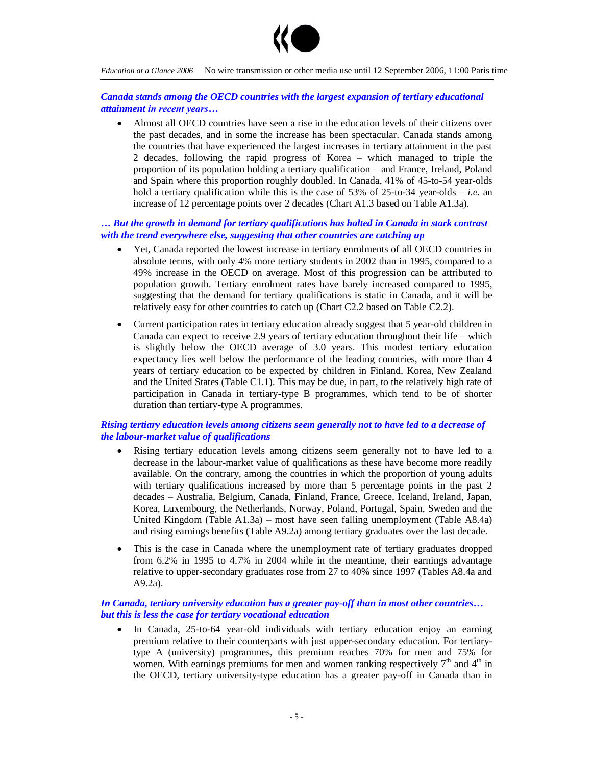***Canada stands among the OECD countries with the largest expansion of tertiary educational attainment in recent years…***

- Almost all OECD countries have seen a rise in the education levels of their citizens over the past decades, and in some the increase has been spectacular. Canada stands among the countries that have experienced the largest increases in tertiary attainment in the past 2 decades, following the rapid progress of Korea – which managed to triple the proportion of its population holding a tertiary qualification – and France, Ireland, Poland and Spain where this proportion roughly doubled. In Canada, 41% of 45-to-54 year-olds hold a tertiary qualification while this is the case of 53% of 25-to-34 year-olds – *i.e.* an increase of 12 percentage points over 2 decades (Chart A1.3 based on Table A1.3a).

***… But the growth in demand for tertiary qualifications has halted in Canada in stark contrast with the trend everywhere else, suggesting that other countries are catching up***

- Yet, Canada reported the lowest increase in tertiary enrolments of all OECD countries in absolute terms, with only 4% more tertiary students in 2002 than in 1995, compared to a 49% increase in the OECD on average. Most of this progression can be attributed to population growth. Tertiary enrolment rates have barely increased compared to 1995, suggesting that the demand for tertiary qualifications is static in Canada, and it will be relatively easy for other countries to catch up (Chart C2.2 based on Table C2.2).

- Current participation rates in tertiary education already suggest that 5 year-old children in Canada can expect to receive 2.9 years of tertiary education throughout their life – which is slightly below the OECD average of 3.0 years. This modest tertiary education expectancy lies well below the performance of the leading countries, with more than 4 years of tertiary education to be expected by children in Finland, Korea, New Zealand and the United States (Table C1.1). This may be due, in part, to the relatively high rate of participation in Canada in tertiary-type B programmes, which tend to be of shorter duration than tertiary-type A programmes.

***Rising tertiary education levels among citizens seem generally not to have led to a decrease of the labour-market value of qualifications***

- Rising tertiary education levels among citizens seem generally not to have led to a decrease in the labour-market value of qualifications as these have become more readily available. On the contrary, among the countries in which the proportion of young adults with tertiary qualifications increased by more than 5 percentage points in the past 2 decades – Australia, Belgium, Canada, Finland, France, Greece, Iceland, Ireland, Japan, Korea, Luxembourg, the Netherlands, Norway, Poland, Portugal, Spain, Sweden and the United Kingdom (Table A1.3a) – most have seen falling unemployment (Table A8.4a) and rising earnings benefits (Table A9.2a) among tertiary graduates over the last decade.

- This is the case in Canada where the unemployment rate of tertiary graduates dropped from 6.2% in 1995 to 4.7% in 2004 while in the meantime, their earnings advantage relative to upper-secondary graduates rose from 27 to 40% since 1997 (Tables A8.4a and A9.2a).

***In Canada, tertiary university education has a greater pay-off than in most other countries… but this is less the case for tertiary vocational education***

- In Canada, 25-to-64 year-old individuals with tertiary education enjoy an earning premium relative to their counterparts with just upper-secondary education. For tertiary-type A (university) programmes, this premium reaches 70% for men and 75% for women. With earnings premiums for men and women ranking respectively 7th and 4th in the OECD, tertiary university-type education has a greater pay-off in Canada than in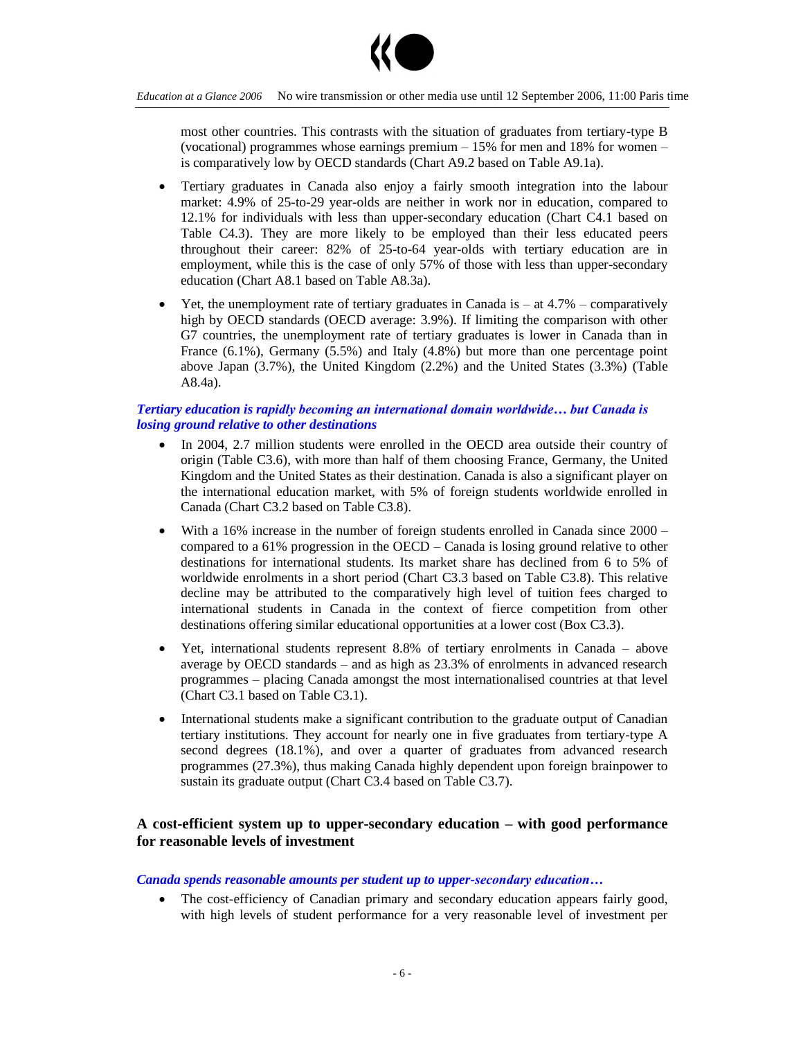most other countries. This contrasts with the situation of graduates from tertiary-type B (vocational) programmes whose earnings premium – 15% for men and 18% for women – is comparatively low by OECD standards (Chart A9.2 based on Table A9.1a).

- Tertiary graduates in Canada also enjoy a fairly smooth integration into the labour market: 4.9% of 25-to-29 year-olds are neither in work nor in education, compared to 12.1% for individuals with less than upper-secondary education (Chart C4.1 based on Table C4.3). They are more likely to be employed than their less educated peers throughout their career: 82% of 25-to-64 year-olds with tertiary education are in employment, while this is the case of only 57% of those with less than upper-secondary education (Chart A8.1 based on Table A8.3a).
- Yet, the unemployment rate of tertiary graduates in Canada is – at 4.7% – comparatively high by OECD standards (OECD average: 3.9%). If limiting the comparison with other G7 countries, the unemployment rate of tertiary graduates is lower in Canada than in France (6.1%), Germany (5.5%) and Italy (4.8%) but more than one percentage point above Japan (3.7%), the United Kingdom (2.2%) and the United States (3.3%) (Table A8.4a).

***Tertiary education is rapidly becoming an international domain worldwide… but Canada is losing ground relative to other destinations***

- In 2004, 2.7 million students were enrolled in the OECD area outside their country of origin (Table C3.6), with more than half of them choosing France, Germany, the United Kingdom and the United States as their destination. Canada is also a significant player on the international education market, with 5% of foreign students worldwide enrolled in Canada (Chart C3.2 based on Table C3.8).
- With a 16% increase in the number of foreign students enrolled in Canada since 2000 – compared to a 61% progression in the OECD – Canada is losing ground relative to other destinations for international students. Its market share has declined from 6 to 5% of worldwide enrolments in a short period (Chart C3.3 based on Table C3.8). This relative decline may be attributed to the comparatively high level of tuition fees charged to international students in Canada in the context of fierce competition from other destinations offering similar educational opportunities at a lower cost (Box C3.3).
- Yet, international students represent 8.8% of tertiary enrolments in Canada – above average by OECD standards – and as high as 23.3% of enrolments in advanced research programmes – placing Canada amongst the most internationalised countries at that level (Chart C3.1 based on Table C3.1).
- International students make a significant contribution to the graduate output of Canadian tertiary institutions. They account for nearly one in five graduates from tertiary-type A second degrees (18.1%), and over a quarter of graduates from advanced research programmes (27.3%), thus making Canada highly dependent upon foreign brainpower to sustain its graduate output (Chart C3.4 based on Table C3.7).

## A cost-efficient system up to upper-secondary education – with good performance for reasonable levels of investment

***Canada spends reasonable amounts per student up to upper-secondary education…***

- The cost-efficiency of Canadian primary and secondary education appears fairly good, with high levels of student performance for a very reasonable level of investment per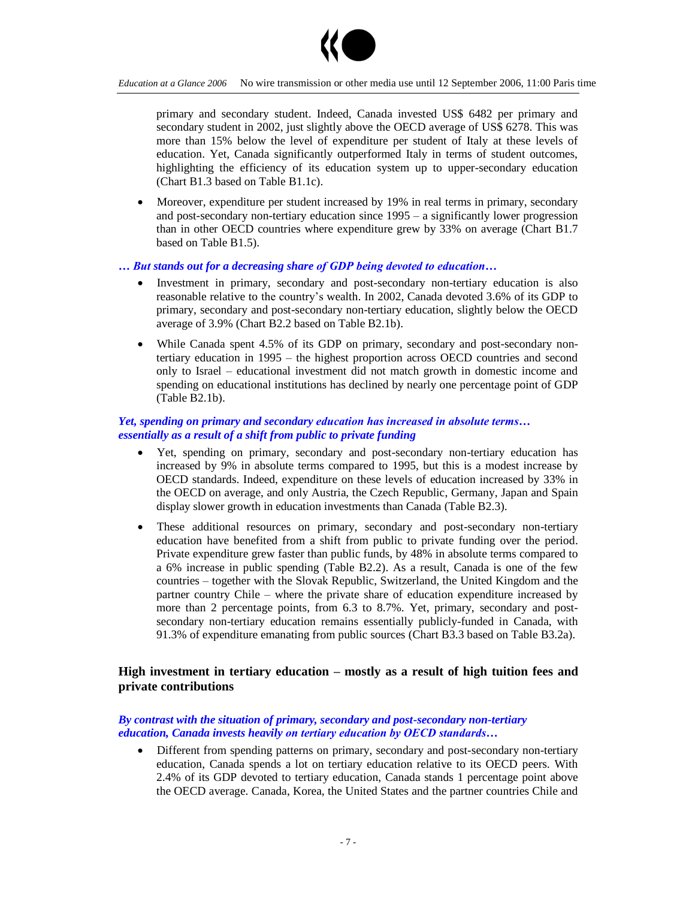primary and secondary student. Indeed, Canada invested US$ 6482 per primary and secondary student in 2002, just slightly above the OECD average of US$ 6278. This was more than 15% below the level of expenditure per student of Italy at these levels of education. Yet, Canada significantly outperformed Italy in terms of student outcomes, highlighting the efficiency of its education system up to upper-secondary education (Chart B1.3 based on Table B1.1c).

- Moreover, expenditure per student increased by 19% in real terms in primary, secondary and post-secondary non-tertiary education since 1995 – a significantly lower progression than in other OECD countries where expenditure grew by 33% on average (Chart B1.7 based on Table B1.5).

***… But stands out for a decreasing share of GDP being devoted to education…***

- Investment in primary, secondary and post-secondary non-tertiary education is also reasonable relative to the country's wealth. In 2002, Canada devoted 3.6% of its GDP to primary, secondary and post-secondary non-tertiary education, slightly below the OECD average of 3.9% (Chart B2.2 based on Table B2.1b).

- While Canada spent 4.5% of its GDP on primary, secondary and post-secondary non-tertiary education in 1995 – the highest proportion across OECD countries and second only to Israel – educational investment did not match growth in domestic income and spending on educational institutions has declined by nearly one percentage point of GDP (Table B2.1b).

***Yet, spending on primary and secondary education has increased in absolute terms… essentially as a result of a shift from public to private funding***

- Yet, spending on primary, secondary and post-secondary non-tertiary education has increased by 9% in absolute terms compared to 1995, but this is a modest increase by OECD standards. Indeed, expenditure on these levels of education increased by 33% in the OECD on average, and only Austria, the Czech Republic, Germany, Japan and Spain display slower growth in education investments than Canada (Table B2.3).

- These additional resources on primary, secondary and post-secondary non-tertiary education have benefited from a shift from public to private funding over the period. Private expenditure grew faster than public funds, by 48% in absolute terms compared to a 6% increase in public spending (Table B2.2). As a result, Canada is one of the few countries – together with the Slovak Republic, Switzerland, the United Kingdom and the partner country Chile – where the private share of education expenditure increased by more than 2 percentage points, from 6.3 to 8.7%. Yet, primary, secondary and post-secondary non-tertiary education remains essentially publicly-funded in Canada, with 91.3% of expenditure emanating from public sources (Chart B3.3 based on Table B3.2a).

## High investment in tertiary education – mostly as a result of high tuition fees and private contributions

***By contrast with the situation of primary, secondary and post-secondary non-tertiary education, Canada invests heavily on tertiary education by OECD standards…***

- Different from spending patterns on primary, secondary and post-secondary non-tertiary education, Canada spends a lot on tertiary education relative to its OECD peers. With 2.4% of its GDP devoted to tertiary education, Canada stands 1 percentage point above the OECD average. Canada, Korea, the United States and the partner countries Chile and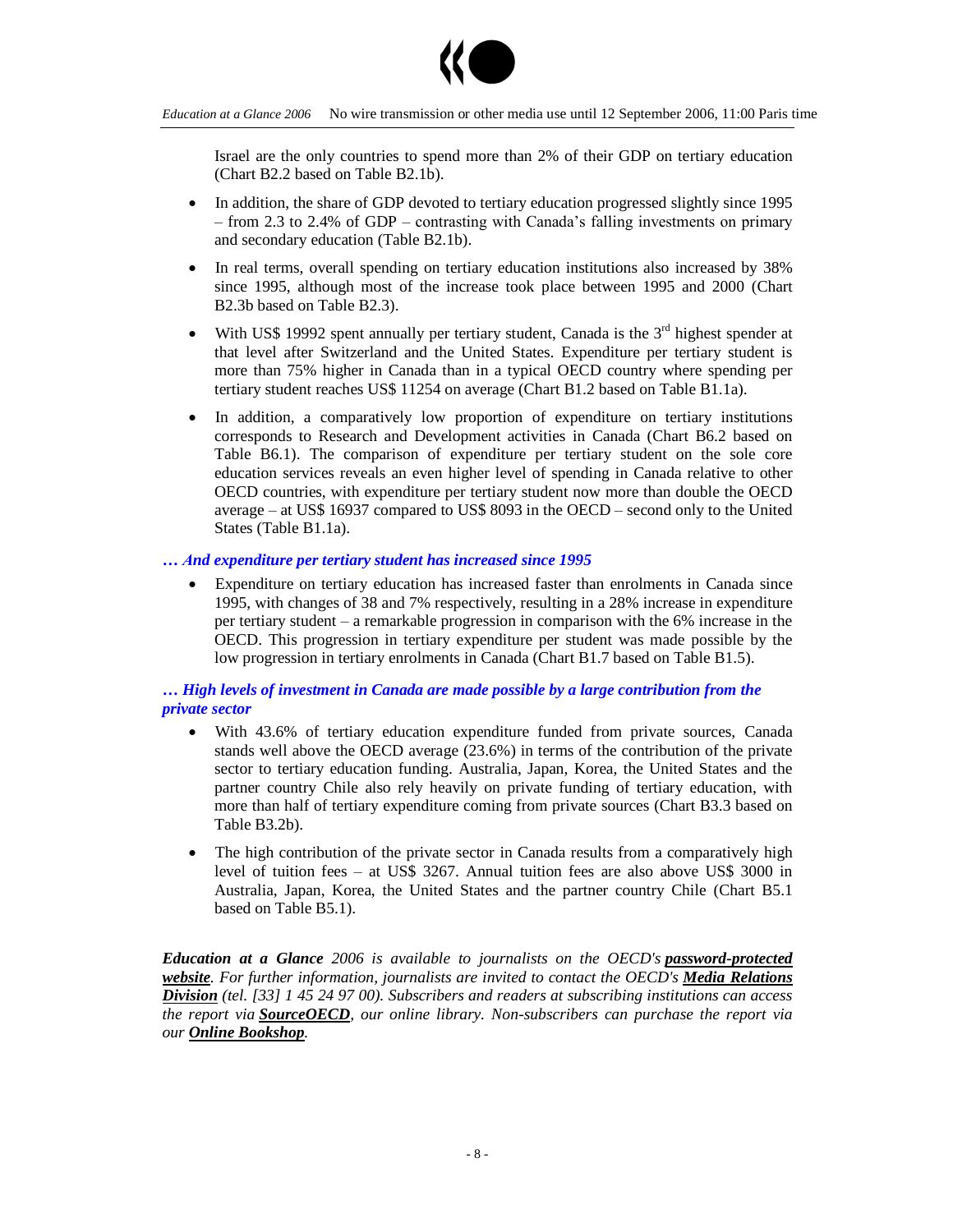Israel are the only countries to spend more than 2% of their GDP on tertiary education (Chart B2.2 based on Table B2.1b).

- In addition, the share of GDP devoted to tertiary education progressed slightly since 1995 – from 2.3 to 2.4% of GDP – contrasting with Canada's falling investments on primary and secondary education (Table B2.1b).
- In real terms, overall spending on tertiary education institutions also increased by 38% since 1995, although most of the increase took place between 1995 and 2000 (Chart B2.3b based on Table B2.3).
- With US$ 19992 spent annually per tertiary student, Canada is the 3rd highest spender at that level after Switzerland and the United States. Expenditure per tertiary student is more than 75% higher in Canada than in a typical OECD country where spending per tertiary student reaches US$ 11254 on average (Chart B1.2 based on Table B1.1a).
- In addition, a comparatively low proportion of expenditure on tertiary institutions corresponds to Research and Development activities in Canada (Chart B6.2 based on Table B6.1). The comparison of expenditure per tertiary student on the sole core education services reveals an even higher level of spending in Canada relative to other OECD countries, with expenditure per tertiary student now more than double the OECD average – at US$ 16937 compared to US$ 8093 in the OECD – second only to the United States (Table B1.1a).

***… And expenditure per tertiary student has increased since 1995***

- Expenditure on tertiary education has increased faster than enrolments in Canada since 1995, with changes of 38 and 7% respectively, resulting in a 28% increase in expenditure per tertiary student – a remarkable progression in comparison with the 6% increase in the OECD. This progression in tertiary expenditure per student was made possible by the low progression in tertiary enrolments in Canada (Chart B1.7 based on Table B1.5).

***… High levels of investment in Canada are made possible by a large contribution from the private sector***

- With 43.6% of tertiary education expenditure funded from private sources, Canada stands well above the OECD average (23.6%) in terms of the contribution of the private sector to tertiary education funding. Australia, Japan, Korea, the United States and the partner country Chile also rely heavily on private funding of tertiary education, with more than half of tertiary expenditure coming from private sources (Chart B3.3 based on Table B3.2b).
- The high contribution of the private sector in Canada results from a comparatively high level of tuition fees – at US$ 3267. Annual tuition fees are also above US$ 3000 in Australia, Japan, Korea, the United States and the partner country Chile (Chart B5.1 based on Table B5.1).

***Education at a Glance*** *2006 is available to journalists on the OECD's* ***password-protected website****. For further information, journalists are invited to contact the OECD's* ***Media Relations Division*** *(tel. [33] 1 45 24 97 00). Subscribers and readers at subscribing institutions can access the report via* ***SourceOECD****, our online library. Non-subscribers can purchase the report via our* ***Online Bookshop****.*